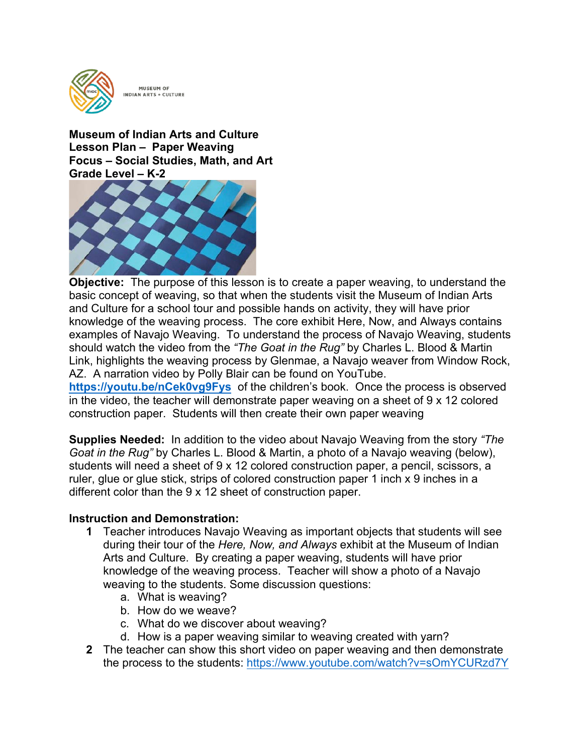MUSEUM OF INDIAN ARTS + CULTURE

**Museum of Indian Arts and Culture**
**Lesson Plan – Paper Weaving**
**Focus – Social Studies, Math, and Art**
**Grade Level – K-2**

**Objective:** The purpose of this lesson is to create a paper weaving, to understand the basic concept of weaving, so that when the students visit the Museum of Indian Arts and Culture for a school tour and possible hands on activity, they will have prior knowledge of the weaving process. The core exhibit Here, Now, and Always contains examples of Navajo Weaving. To understand the process of Navajo Weaving, students should watch the video from the *"The Goat in the Rug"* by Charles L. Blood & Martin Link, highlights the weaving process by Glenmae, a Navajo weaver from Window Rock, AZ. A narration video by Polly Blair can be found on YouTube. **https://youtu.be/nCek0vg9Fys** of the children's book. Once the process is observed in the video, the teacher will demonstrate paper weaving on a sheet of 9 x 12 colored construction paper. Students will then create their own paper weaving

**Supplies Needed:** In addition to the video about Navajo Weaving from the story *"The Goat in the Rug"* by Charles L. Blood & Martin, a photo of a Navajo weaving (below), students will need a sheet of 9 x 12 colored construction paper, a pencil, scissors, a ruler, glue or glue stick, strips of colored construction paper 1 inch x 9 inches in a different color than the 9 x 12 sheet of construction paper.

**Instruction and Demonstration:**

1. Teacher introduces Navajo Weaving as important objects that students will see during their tour of the *Here, Now, and Always* exhibit at the Museum of Indian Arts and Culture. By creating a paper weaving, students will have prior knowledge of the weaving process. Teacher will show a photo of a Navajo weaving to the students. Some discussion questions:
   a. What is weaving?
   b. How do we weave?
   c. What do we discover about weaving?
   d. How is a paper weaving similar to weaving created with yarn?
2. The teacher can show this short video on paper weaving and then demonstrate the process to the students: https://www.youtube.com/watch?v=sOmYCURzd7Y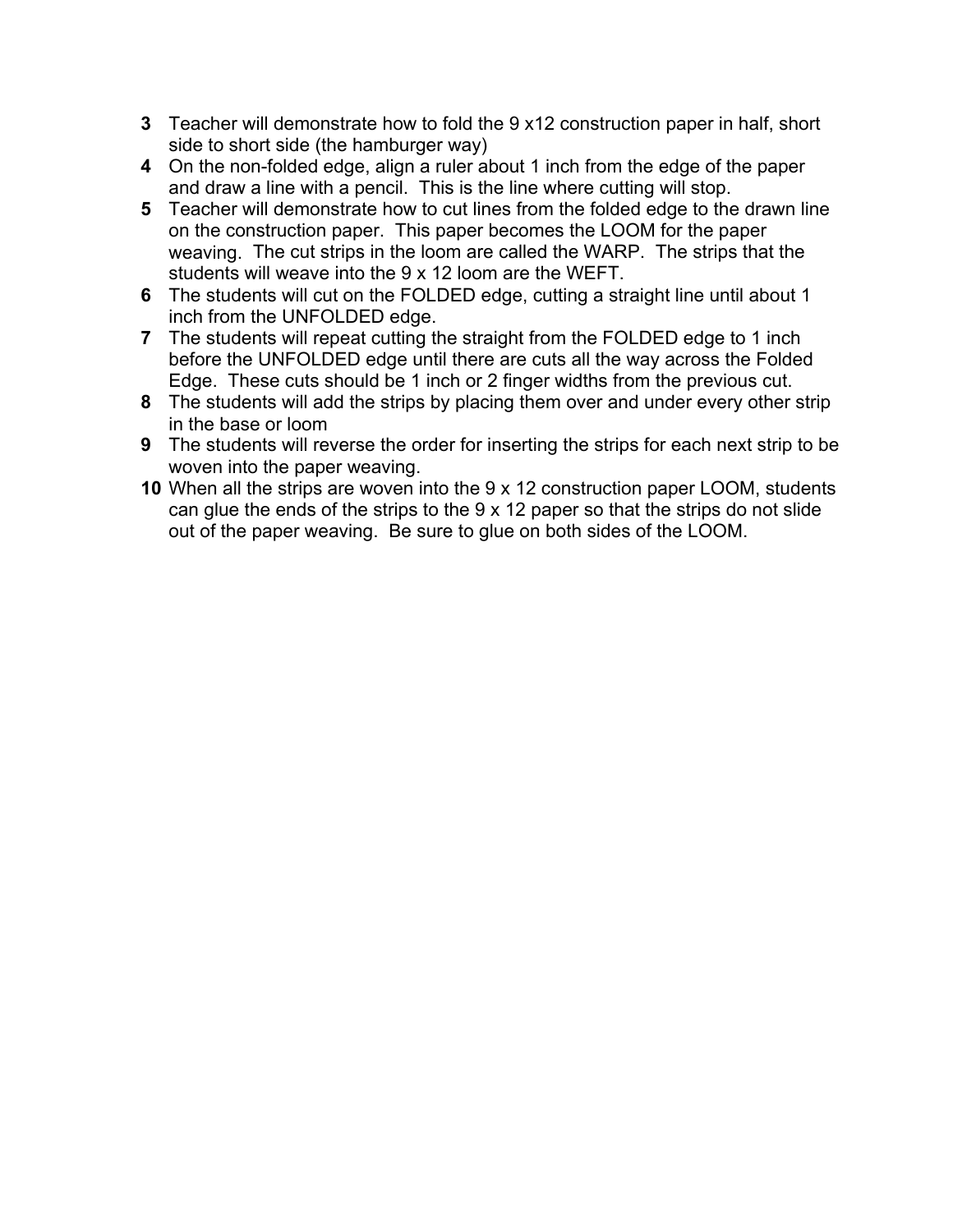3. Teacher will demonstrate how to fold the 9 x12 construction paper in half, short side to short side (the hamburger way)
4. On the non-folded edge, align a ruler about 1 inch from the edge of the paper and draw a line with a pencil. This is the line where cutting will stop.
5. Teacher will demonstrate how to cut lines from the folded edge to the drawn line on the construction paper. This paper becomes the LOOM for the paper weaving. The cut strips in the loom are called the WARP. The strips that the students will weave into the 9 x 12 loom are the WEFT.
6. The students will cut on the FOLDED edge, cutting a straight line until about 1 inch from the UNFOLDED edge.
7. The students will repeat cutting the straight from the FOLDED edge to 1 inch before the UNFOLDED edge until there are cuts all the way across the Folded Edge. These cuts should be 1 inch or 2 finger widths from the previous cut.
8. The students will add the strips by placing them over and under every other strip in the base or loom
9. The students will reverse the order for inserting the strips for each next strip to be woven into the paper weaving.
10. When all the strips are woven into the 9 x 12 construction paper LOOM, students can glue the ends of the strips to the 9 x 12 paper so that the strips do not slide out of the paper weaving. Be sure to glue on both sides of the LOOM.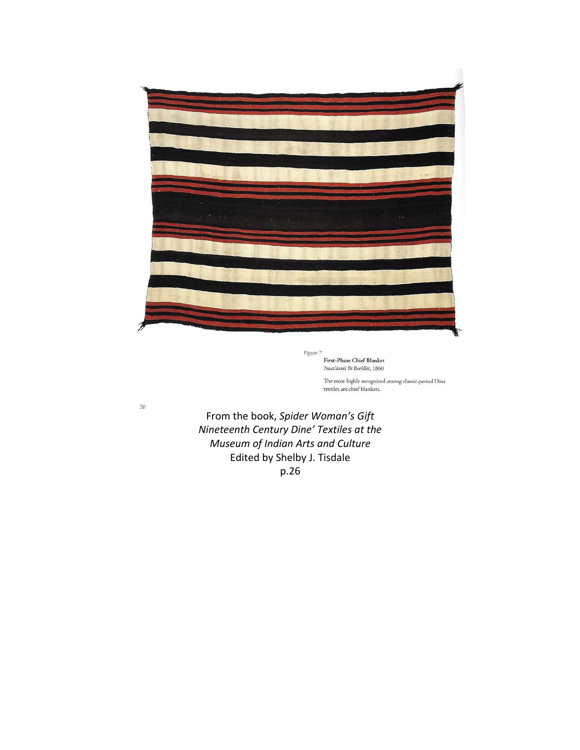Figure 7

**First-Phase Chief Blanket**
*Naat'áanii Bi Beeldléi*, 1860

The most highly recognized among classic-period Diné textiles are chief blankets.

From the book, *Spider Woman's Gift Nineteenth Century Dine' Textiles at the Museum of Indian Arts and Culture*
Edited by Shelby J. Tisdale
p.26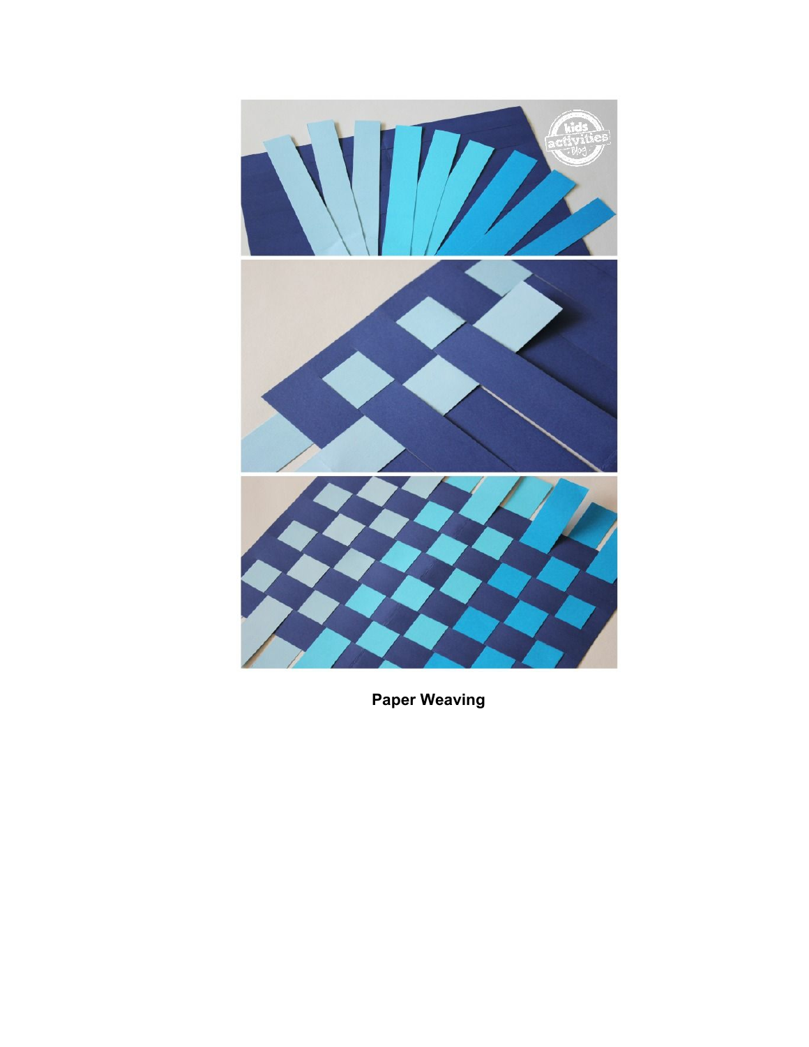**Paper Weaving**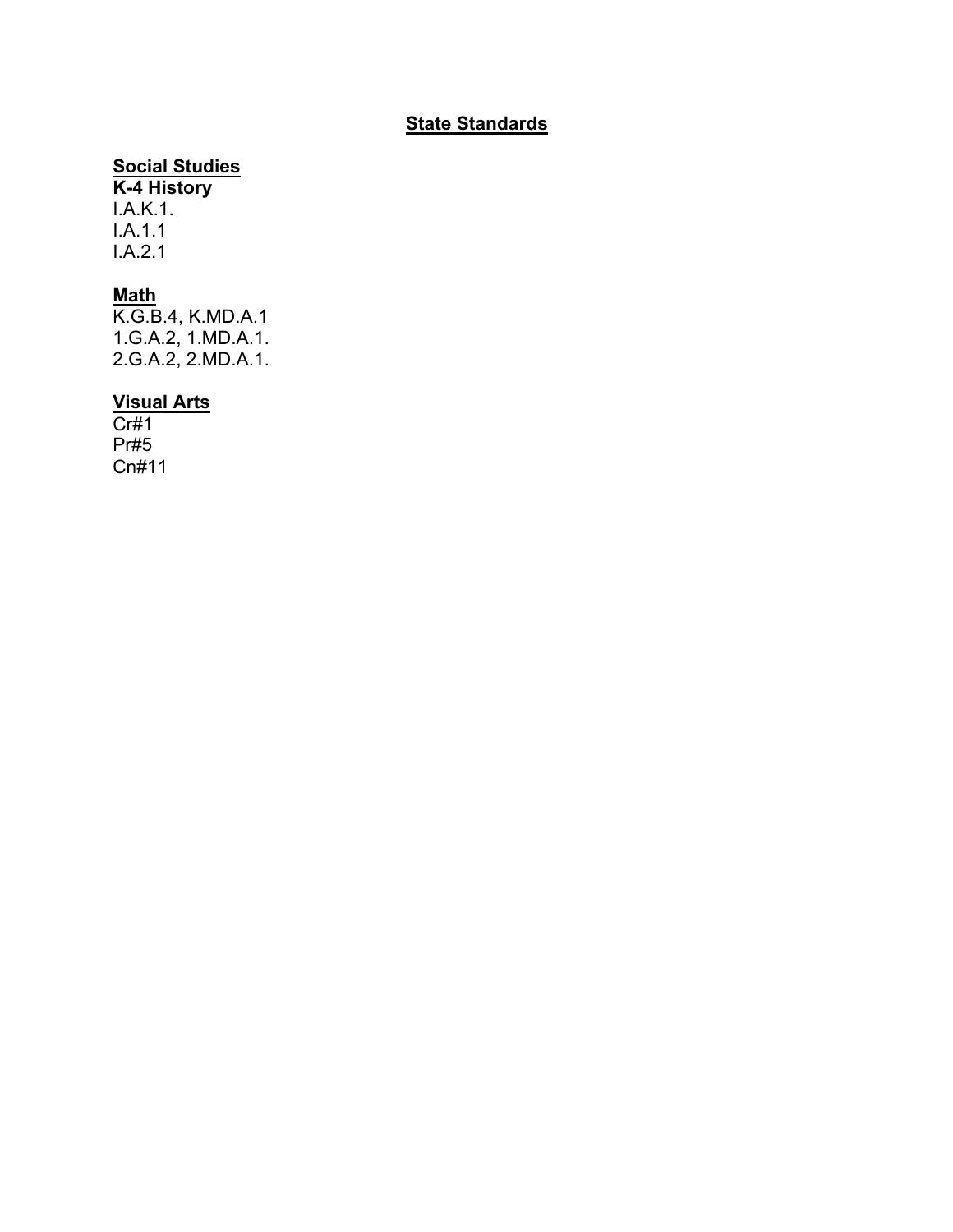## State Standards

### Social Studies

**K-4 History**

I.A.K.1.
I.A.1.1
I.A.2.1

### Math

K.G.B.4, K.MD.A.1
1.G.A.2, 1.MD.A.1.
2.G.A.2, 2.MD.A.1.

### Visual Arts

Cr#1
Pr#5
Cn#11